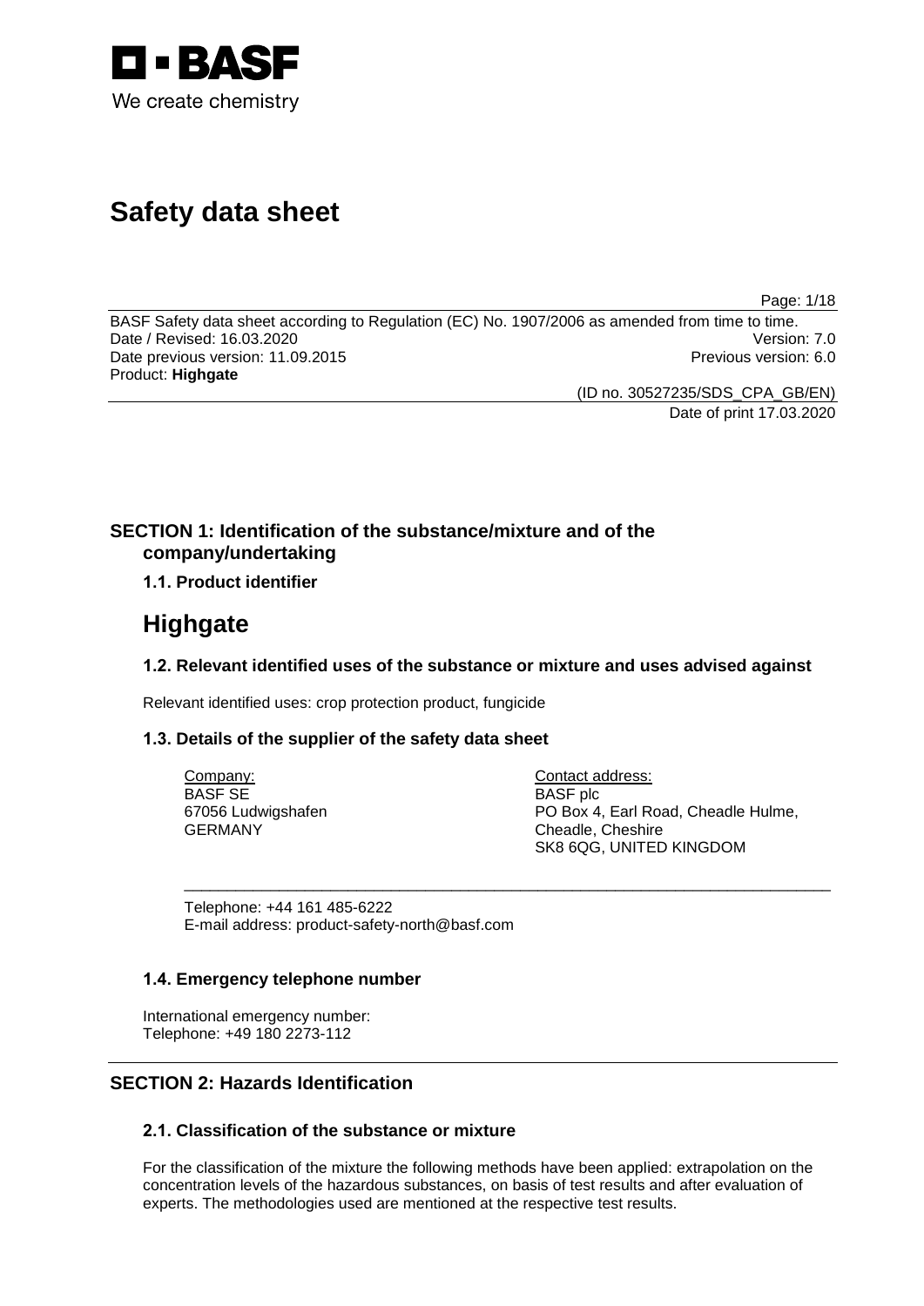BASF

We create chemistry

# Safety data sheet

BASF Safety data sheet according to Regulation (EC) No. 1907/2006 as amended from time to time.
Date / Revised: 16.03.2020 Version: 7.0
Date previous version: 11.09.2015 Previous version: 6.0
Product: **Highgate**

(ID no. 30527235/SDS_CPA_GB/EN)
Date of print 17.03.2020

## SECTION 1: Identification of the substance/mixture and of the company/undertaking

### 1.1. Product identifier

# Highgate

### 1.2. Relevant identified uses of the substance or mixture and uses advised against

Relevant identified uses: crop protection product, fungicide

### 1.3. Details of the supplier of the safety data sheet

Company:
BASF SE
67056 Ludwigshafen
GERMANY

Contact address:
BASF plc
PO Box 4, Earl Road, Cheadle Hulme,
Cheadle, Cheshire
SK8 6QG, UNITED KINGDOM

Telephone: +44 161 485-6222
E-mail address: product-safety-north@basf.com

### 1.4. Emergency telephone number

International emergency number:
Telephone: +49 180 2273-112

## SECTION 2: Hazards Identification

### 2.1. Classification of the substance or mixture

For the classification of the mixture the following methods have been applied: extrapolation on the concentration levels of the hazardous substances, on basis of test results and after evaluation of experts. The methodologies used are mentioned at the respective test results.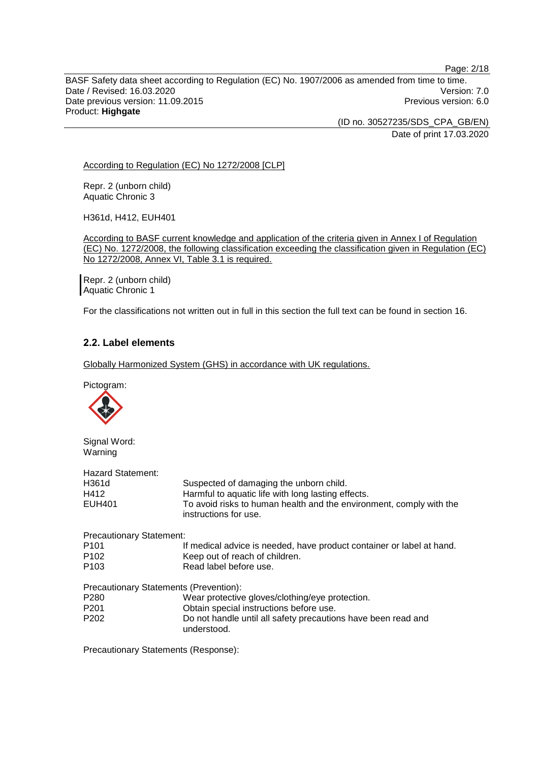According to Regulation (EC) No 1272/2008 [CLP]

Repr. 2 (unborn child)
Aquatic Chronic 3

H361d, H412, EUH401

According to BASF current knowledge and application of the criteria given in Annex I of Regulation (EC) No. 1272/2008, the following classification exceeding the classification given in Regulation (EC) No 1272/2008, Annex VI, Table 3.1 is required.

Repr. 2 (unborn child)
Aquatic Chronic 1

For the classifications not written out in full in this section the full text can be found in section 16.

## 2.2. Label elements

Globally Harmonized System (GHS) in accordance with UK regulations.

Pictogram:

Signal Word:
Warning

Hazard Statement:

| | |
|---|---|
| H361d | Suspected of damaging the unborn child. |
| H412 | Harmful to aquatic life with long lasting effects. |
| EUH401 | To avoid risks to human health and the environment, comply with the instructions for use. |

Precautionary Statement:

| | |
|---|---|
| P101 | If medical advice is needed, have product container or label at hand. |
| P102 | Keep out of reach of children. |
| P103 | Read label before use. |

Precautionary Statements (Prevention):

| | |
|---|---|
| P280 | Wear protective gloves/clothing/eye protection. |
| P201 | Obtain special instructions before use. |
| P202 | Do not handle until all safety precautions have been read and understood. |

Precautionary Statements (Response):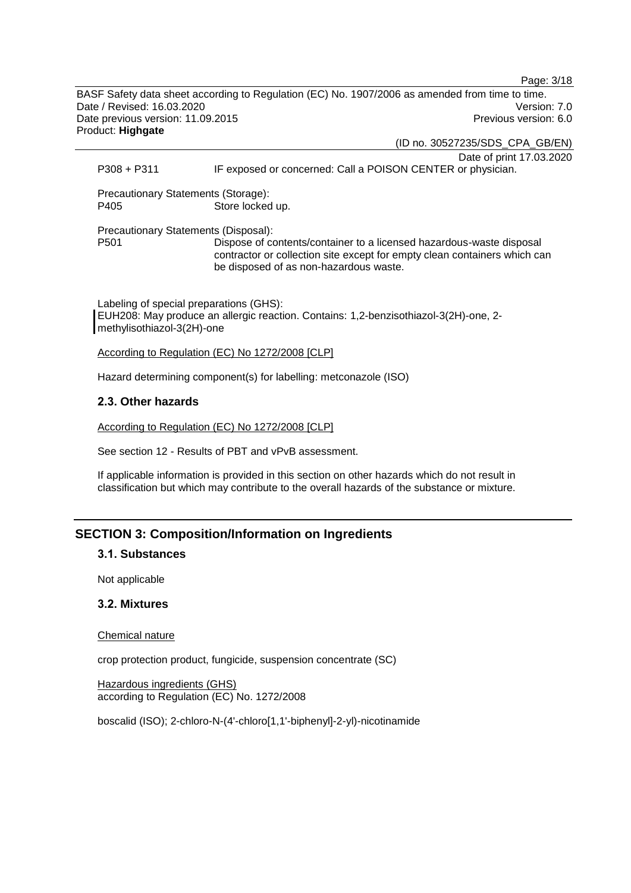P308 + P311 IF exposed or concerned: Call a POISON CENTER or physician.

Precautionary Statements (Storage):
P405 Store locked up.

Precautionary Statements (Disposal):
P501 Dispose of contents/container to a licensed hazardous-waste disposal contractor or collection site except for empty clean containers which can be disposed of as non-hazardous waste.

Labeling of special preparations (GHS):
EUH208: May produce an allergic reaction. Contains: 1,2-benzisothiazol-3(2H)-one, 2-methylisothiazol-3(2H)-one

According to Regulation (EC) No 1272/2008 [CLP]

Hazard determining component(s) for labelling: metconazole (ISO)

### 2.3. Other hazards

According to Regulation (EC) No 1272/2008 [CLP]

See section 12 - Results of PBT and vPvB assessment.

If applicable information is provided in this section on other hazards which do not result in classification but which may contribute to the overall hazards of the substance or mixture.

## SECTION 3: Composition/Information on Ingredients

### 3.1. Substances

Not applicable

### 3.2. Mixtures

Chemical nature

crop protection product, fungicide, suspension concentrate (SC)

Hazardous ingredients (GHS)
according to Regulation (EC) No. 1272/2008

boscalid (ISO); 2-chloro-N-(4'-chloro[1,1'-biphenyl]-2-yl)-nicotinamide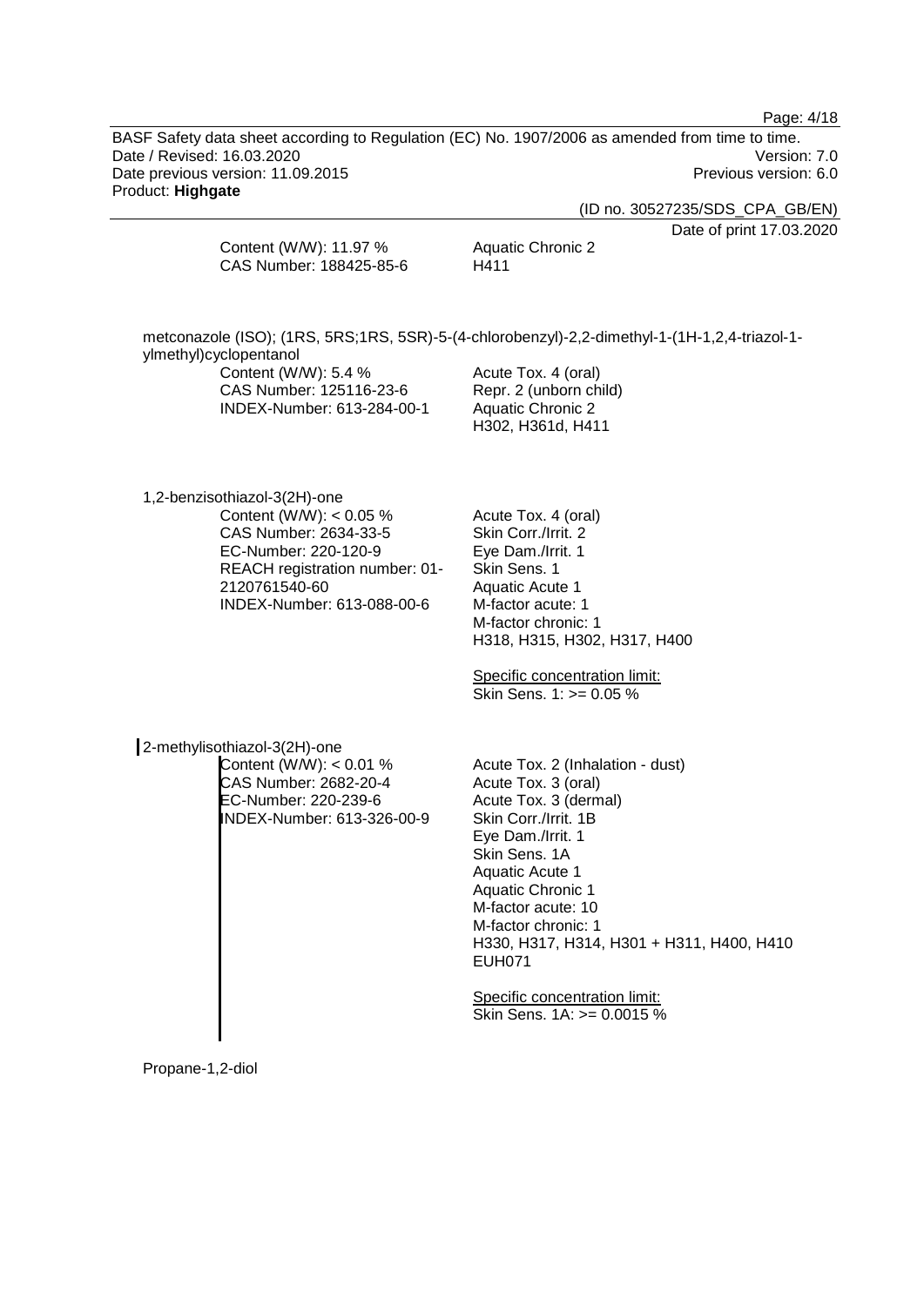Content (W/W): 11.97 %
CAS Number: 188425-85-6

Aquatic Chronic 2
H411

metconazole (ISO); (1RS, 5RS;1RS, 5SR)-5-(4-chlorobenzyl)-2,2-dimethyl-1-(1H-1,2,4-triazol-1-ylmethyl)cyclopentanol

Content (W/W): 5.4 %
CAS Number: 125116-23-6
INDEX-Number: 613-284-00-1

Acute Tox. 4 (oral)
Repr. 2 (unborn child)
Aquatic Chronic 2
H302, H361d, H411

1,2-benzisothiazol-3(2H)-one

Content (W/W): < 0.05 %
CAS Number: 2634-33-5
EC-Number: 220-120-9
REACH registration number: 01-2120761540-60
INDEX-Number: 613-088-00-6

Acute Tox. 4 (oral)
Skin Corr./Irrit. 2
Eye Dam./Irrit. 1
Skin Sens. 1
Aquatic Acute 1
M-factor acute: 1
M-factor chronic: 1
H318, H315, H302, H317, H400

Specific concentration limit:
Skin Sens. 1: >= 0.05 %

2-methylisothiazol-3(2H)-one

Content (W/W): < 0.01 %
CAS Number: 2682-20-4
EC-Number: 220-239-6
INDEX-Number: 613-326-00-9

Acute Tox. 2 (Inhalation - dust)
Acute Tox. 3 (oral)
Acute Tox. 3 (dermal)
Skin Corr./Irrit. 1B
Eye Dam./Irrit. 1
Skin Sens. 1A
Aquatic Acute 1
Aquatic Chronic 1
M-factor acute: 10
M-factor chronic: 1
H330, H317, H314, H301 + H311, H400, H410
EUH071

Specific concentration limit:
Skin Sens. 1A: >= 0.0015 %

Propane-1,2-diol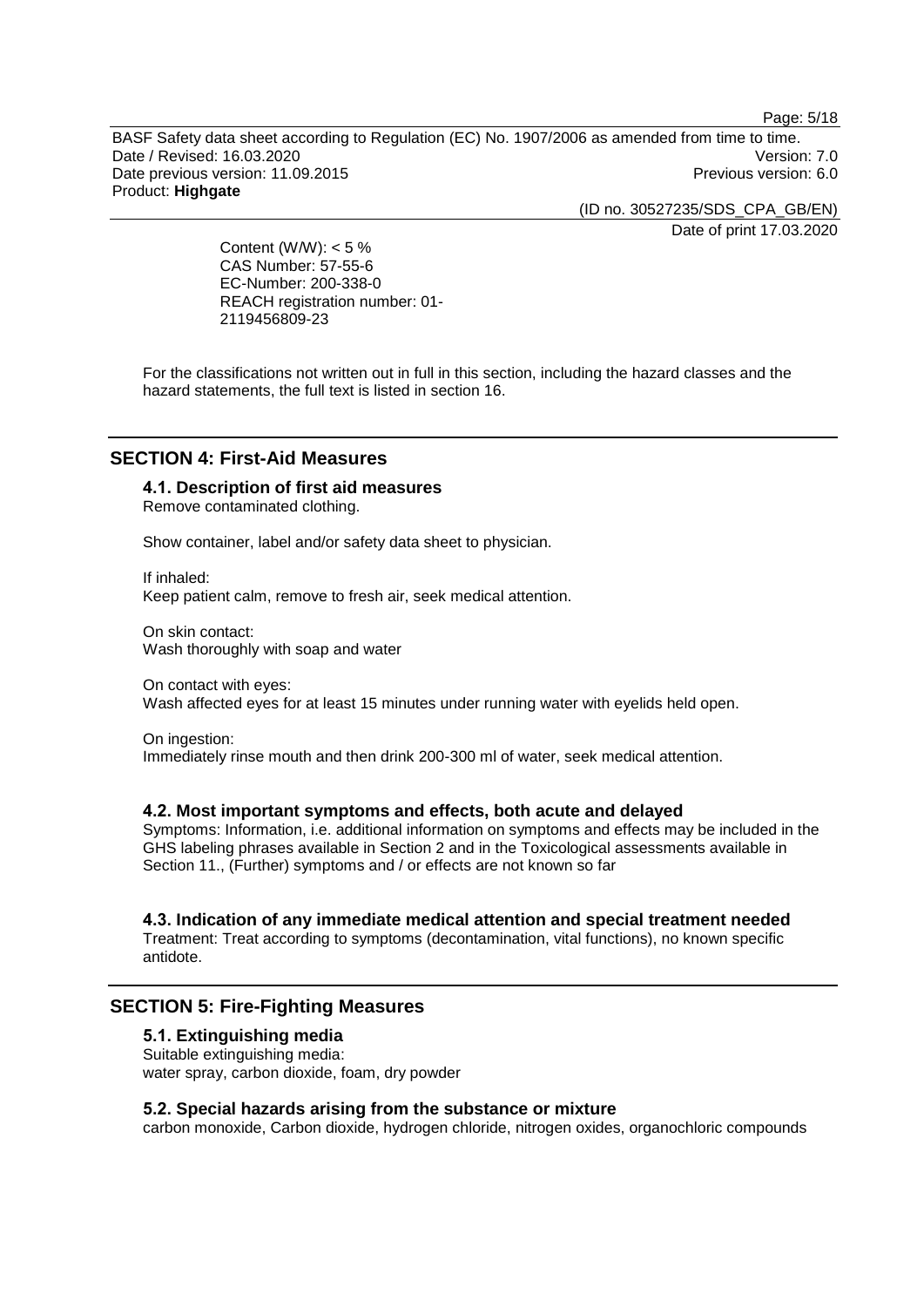Content (W/W): < 5 %
CAS Number: 57-55-6
EC-Number: 200-338-0
REACH registration number: 01-2119456809-23

For the classifications not written out in full in this section, including the hazard classes and the hazard statements, the full text is listed in section 16.

## SECTION 4: First-Aid Measures

### 4.1. Description of first aid measures

Remove contaminated clothing.

Show container, label and/or safety data sheet to physician.

If inhaled:
Keep patient calm, remove to fresh air, seek medical attention.

On skin contact:
Wash thoroughly with soap and water

On contact with eyes:
Wash affected eyes for at least 15 minutes under running water with eyelids held open.

On ingestion:
Immediately rinse mouth and then drink 200-300 ml of water, seek medical attention.

### 4.2. Most important symptoms and effects, both acute and delayed

Symptoms: Information, i.e. additional information on symptoms and effects may be included in the GHS labeling phrases available in Section 2 and in the Toxicological assessments available in Section 11., (Further) symptoms and / or effects are not known so far

### 4.3. Indication of any immediate medical attention and special treatment needed

Treatment: Treat according to symptoms (decontamination, vital functions), no known specific antidote.

## SECTION 5: Fire-Fighting Measures

### 5.1. Extinguishing media

Suitable extinguishing media:
water spray, carbon dioxide, foam, dry powder

### 5.2. Special hazards arising from the substance or mixture

carbon monoxide, Carbon dioxide, hydrogen chloride, nitrogen oxides, organochloric compounds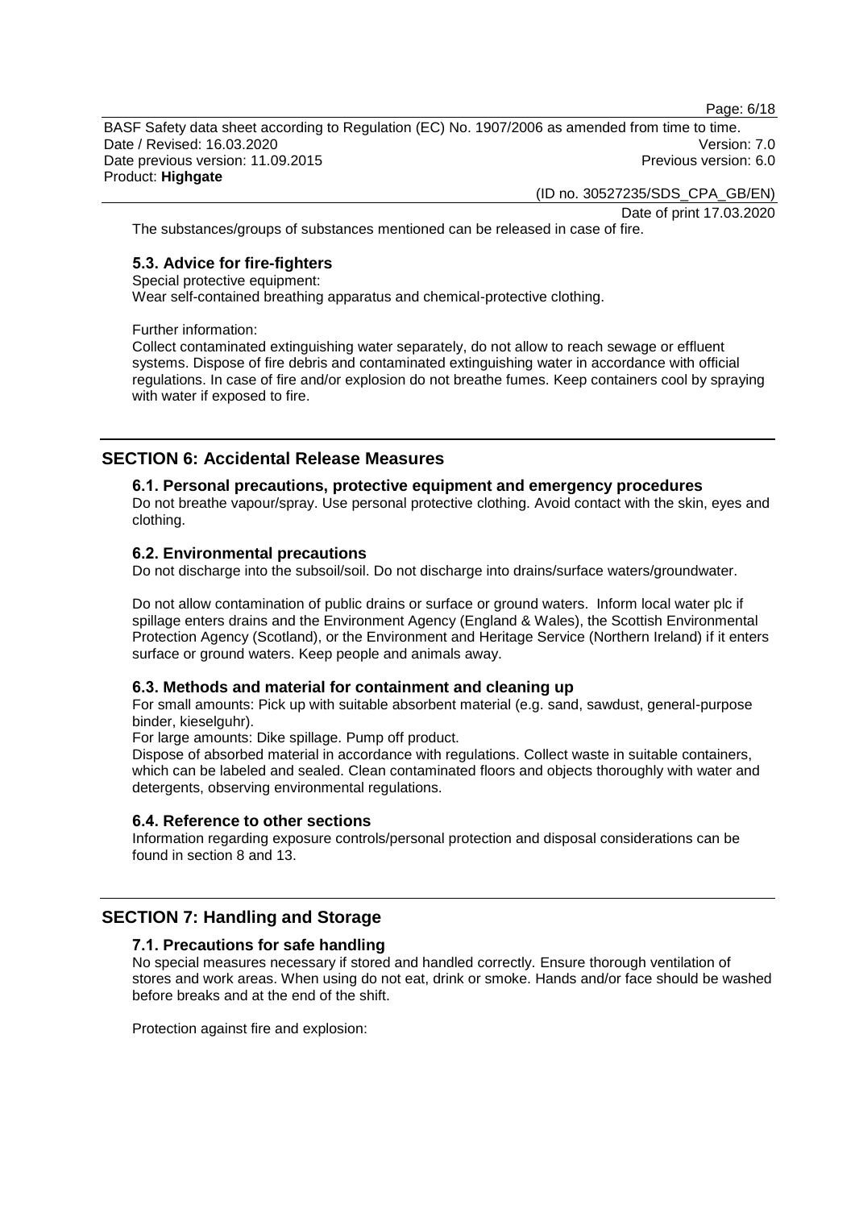The substances/groups of substances mentioned can be released in case of fire.

### 5.3. Advice for fire-fighters

Special protective equipment:
Wear self-contained breathing apparatus and chemical-protective clothing.

Further information:
Collect contaminated extinguishing water separately, do not allow to reach sewage or effluent systems. Dispose of fire debris and contaminated extinguishing water in accordance with official regulations. In case of fire and/or explosion do not breathe fumes. Keep containers cool by spraying with water if exposed to fire.

## SECTION 6: Accidental Release Measures

### 6.1. Personal precautions, protective equipment and emergency procedures

Do not breathe vapour/spray. Use personal protective clothing. Avoid contact with the skin, eyes and clothing.

### 6.2. Environmental precautions

Do not discharge into the subsoil/soil. Do not discharge into drains/surface waters/groundwater.

Do not allow contamination of public drains or surface or ground waters. Inform local water plc if spillage enters drains and the Environment Agency (England & Wales), the Scottish Environmental Protection Agency (Scotland), or the Environment and Heritage Service (Northern Ireland) if it enters surface or ground waters. Keep people and animals away.

### 6.3. Methods and material for containment and cleaning up

For small amounts: Pick up with suitable absorbent material (e.g. sand, sawdust, general-purpose binder, kieselguhr).
For large amounts: Dike spillage. Pump off product.
Dispose of absorbed material in accordance with regulations. Collect waste in suitable containers, which can be labeled and sealed. Clean contaminated floors and objects thoroughly with water and detergents, observing environmental regulations.

### 6.4. Reference to other sections

Information regarding exposure controls/personal protection and disposal considerations can be found in section 8 and 13.

## SECTION 7: Handling and Storage

### 7.1. Precautions for safe handling

No special measures necessary if stored and handled correctly. Ensure thorough ventilation of stores and work areas. When using do not eat, drink or smoke. Hands and/or face should be washed before breaks and at the end of the shift.

Protection against fire and explosion: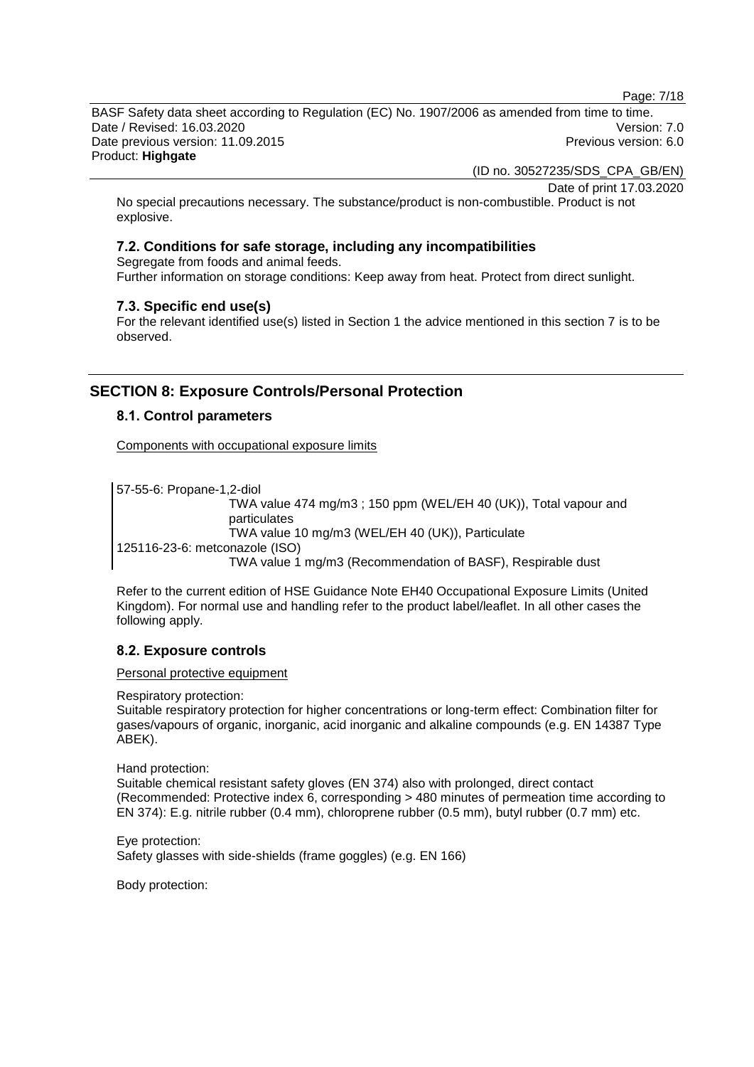No special precautions necessary. The substance/product is non-combustible. Product is not explosive.

### 7.2. Conditions for safe storage, including any incompatibilities

Segregate from foods and animal feeds.
Further information on storage conditions: Keep away from heat. Protect from direct sunlight.

### 7.3. Specific end use(s)

For the relevant identified use(s) listed in Section 1 the advice mentioned in this section 7 is to be observed.

## SECTION 8: Exposure Controls/Personal Protection

### 8.1. Control parameters

Components with occupational exposure limits

57-55-6: Propane-1,2-diol
TWA value 474 mg/m3 ; 150 ppm (WEL/EH 40 (UK)), Total vapour and particulates
TWA value 10 mg/m3 (WEL/EH 40 (UK)), Particulate
125116-23-6: metconazole (ISO)
TWA value 1 mg/m3 (Recommendation of BASF), Respirable dust

Refer to the current edition of HSE Guidance Note EH40 Occupational Exposure Limits (United Kingdom). For normal use and handling refer to the product label/leaflet. In all other cases the following apply.

### 8.2. Exposure controls

Personal protective equipment

Respiratory protection:
Suitable respiratory protection for higher concentrations or long-term effect: Combination filter for gases/vapours of organic, inorganic, acid inorganic and alkaline compounds (e.g. EN 14387 Type ABEK).

Hand protection:
Suitable chemical resistant safety gloves (EN 374) also with prolonged, direct contact (Recommended: Protective index 6, corresponding > 480 minutes of permeation time according to EN 374): E.g. nitrile rubber (0.4 mm), chloroprene rubber (0.5 mm), butyl rubber (0.7 mm) etc.

Eye protection:
Safety glasses with side-shields (frame goggles) (e.g. EN 166)

Body protection: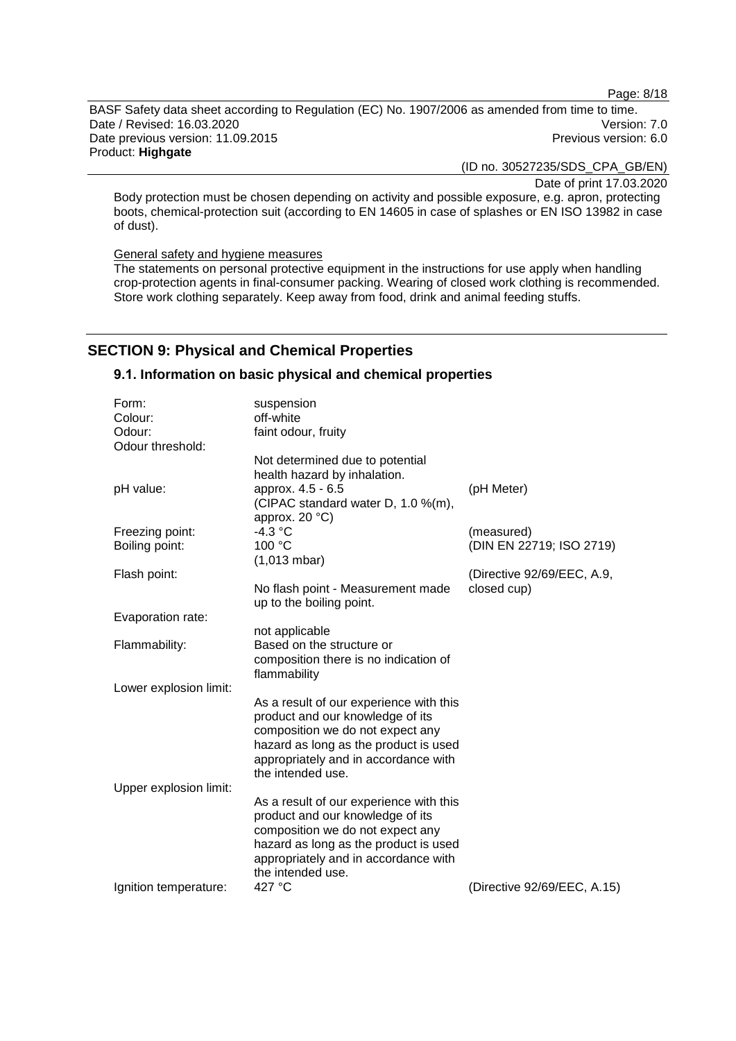Body protection must be chosen depending on activity and possible exposure, e.g. apron, protecting boots, chemical-protection suit (according to EN 14605 in case of splashes or EN ISO 13982 in case of dust).

General safety and hygiene measures

The statements on personal protective equipment in the instructions for use apply when handling crop-protection agents in final-consumer packing. Wearing of closed work clothing is recommended. Store work clothing separately. Keep away from food, drink and animal feeding stuffs.

## SECTION 9: Physical and Chemical Properties

### 9.1. Information on basic physical and chemical properties

| Property | Value | Method |
|---|---|---|
| Form: | suspension | |
| Colour: | off-white | |
| Odour: | faint odour, fruity | |
| Odour threshold: | Not determined due to potential health hazard by inhalation. | |
| pH value: | approx. 4.5 - 6.5 (CIPAC standard water D, 1.0 %(m), approx. 20 °C) | (pH Meter) |
| Freezing point: | -4.3 °C | (measured) |
| Boiling point: | 100 °C (1,013 mbar) | (DIN EN 22719; ISO 2719) |
| Flash point: | No flash point - Measurement made up to the boiling point. | (Directive 92/69/EEC, A.9, closed cup) |
| Evaporation rate: | not applicable | |
| Flammability: | Based on the structure or composition there is no indication of flammability | |
| Lower explosion limit: | As a result of our experience with this product and our knowledge of its composition we do not expect any hazard as long as the product is used appropriately and in accordance with the intended use. | |
| Upper explosion limit: | As a result of our experience with this product and our knowledge of its composition we do not expect any hazard as long as the product is used appropriately and in accordance with the intended use. | |
| Ignition temperature: | 427 °C | (Directive 92/69/EEC, A.15) |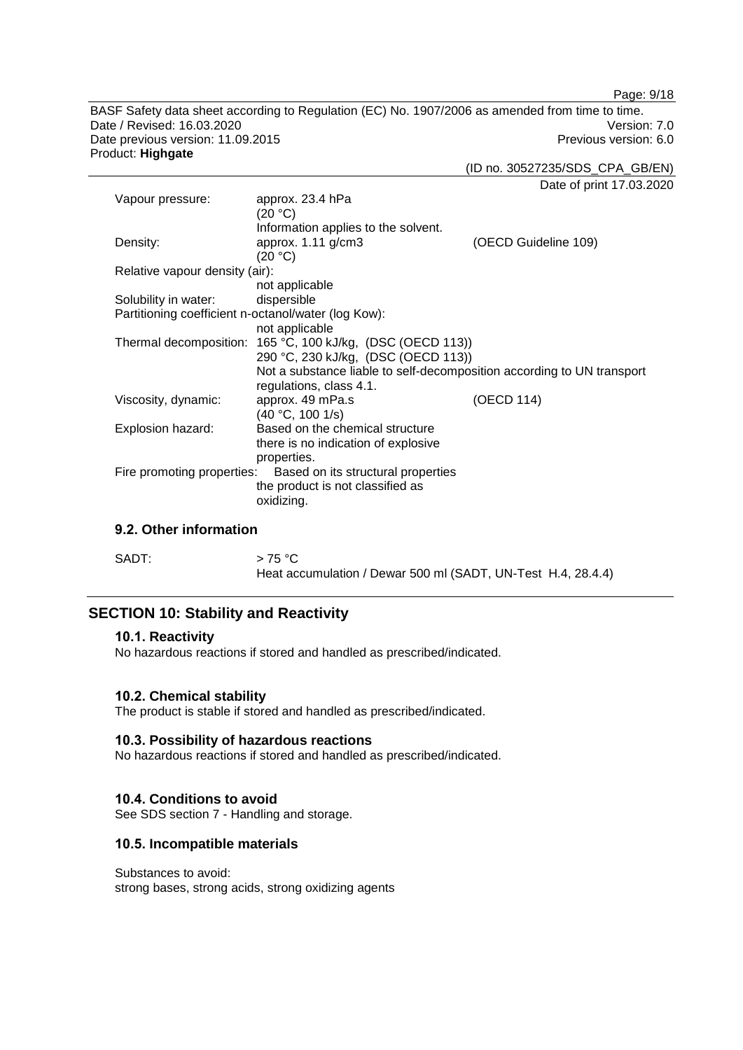| | | |
|---|---|---|
| Vapour pressure: | approx. 23.4 hPa (20 °C) Information applies to the solvent. | |
| Density: | approx. 1.11 g/cm3 (20 °C) | (OECD Guideline 109) |
| Relative vapour density (air): | not applicable | |
| Solubility in water: | dispersible | |
| Partitioning coefficient n-octanol/water (log Kow): | not applicable | |
| Thermal decomposition: | 165 °C, 100 kJ/kg, (DSC (OECD 113)) 290 °C, 230 kJ/kg, (DSC (OECD 113)) Not a substance liable to self-decomposition according to UN transport regulations, class 4.1. | |
| Viscosity, dynamic: | approx. 49 mPa.s (40 °C, 100 1/s) | (OECD 114) |
| Explosion hazard: | Based on the chemical structure there is no indication of explosive properties. | |
| Fire promoting properties: | Based on its structural properties the product is not classified as oxidizing. | |

### 9.2. Other information

SADT: > 75 °C
Heat accumulation / Dewar 500 ml (SADT, UN-Test H.4, 28.4.4)

## SECTION 10: Stability and Reactivity

### 10.1. Reactivity

No hazardous reactions if stored and handled as prescribed/indicated.

### 10.2. Chemical stability

The product is stable if stored and handled as prescribed/indicated.

### 10.3. Possibility of hazardous reactions

No hazardous reactions if stored and handled as prescribed/indicated.

### 10.4. Conditions to avoid

See SDS section 7 - Handling and storage.

### 10.5. Incompatible materials

Substances to avoid:
strong bases, strong acids, strong oxidizing agents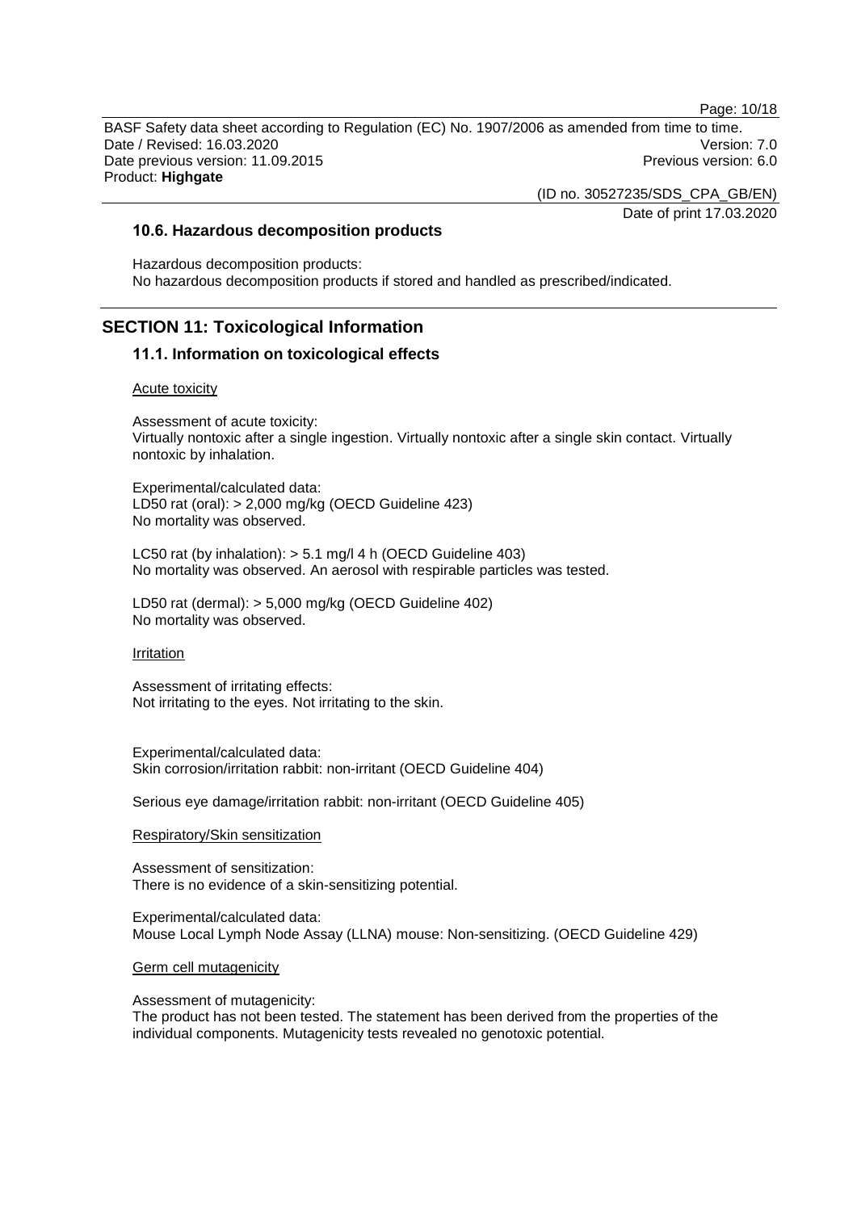### 10.6. Hazardous decomposition products

Hazardous decomposition products:
No hazardous decomposition products if stored and handled as prescribed/indicated.

## SECTION 11: Toxicological Information

### 11.1. Information on toxicological effects

Acute toxicity

Assessment of acute toxicity:
Virtually nontoxic after a single ingestion. Virtually nontoxic after a single skin contact. Virtually nontoxic by inhalation.

Experimental/calculated data:
LD50 rat (oral): > 2,000 mg/kg (OECD Guideline 423)
No mortality was observed.

LC50 rat (by inhalation): > 5.1 mg/l 4 h (OECD Guideline 403)
No mortality was observed. An aerosol with respirable particles was tested.

LD50 rat (dermal): > 5,000 mg/kg (OECD Guideline 402)
No mortality was observed.

Irritation

Assessment of irritating effects:
Not irritating to the eyes. Not irritating to the skin.

Experimental/calculated data:
Skin corrosion/irritation rabbit: non-irritant (OECD Guideline 404)

Serious eye damage/irritation rabbit: non-irritant (OECD Guideline 405)

Respiratory/Skin sensitization

Assessment of sensitization:
There is no evidence of a skin-sensitizing potential.

Experimental/calculated data:
Mouse Local Lymph Node Assay (LLNA) mouse: Non-sensitizing. (OECD Guideline 429)

Germ cell mutagenicity

Assessment of mutagenicity:
The product has not been tested. The statement has been derived from the properties of the individual components. Mutagenicity tests revealed no genotoxic potential.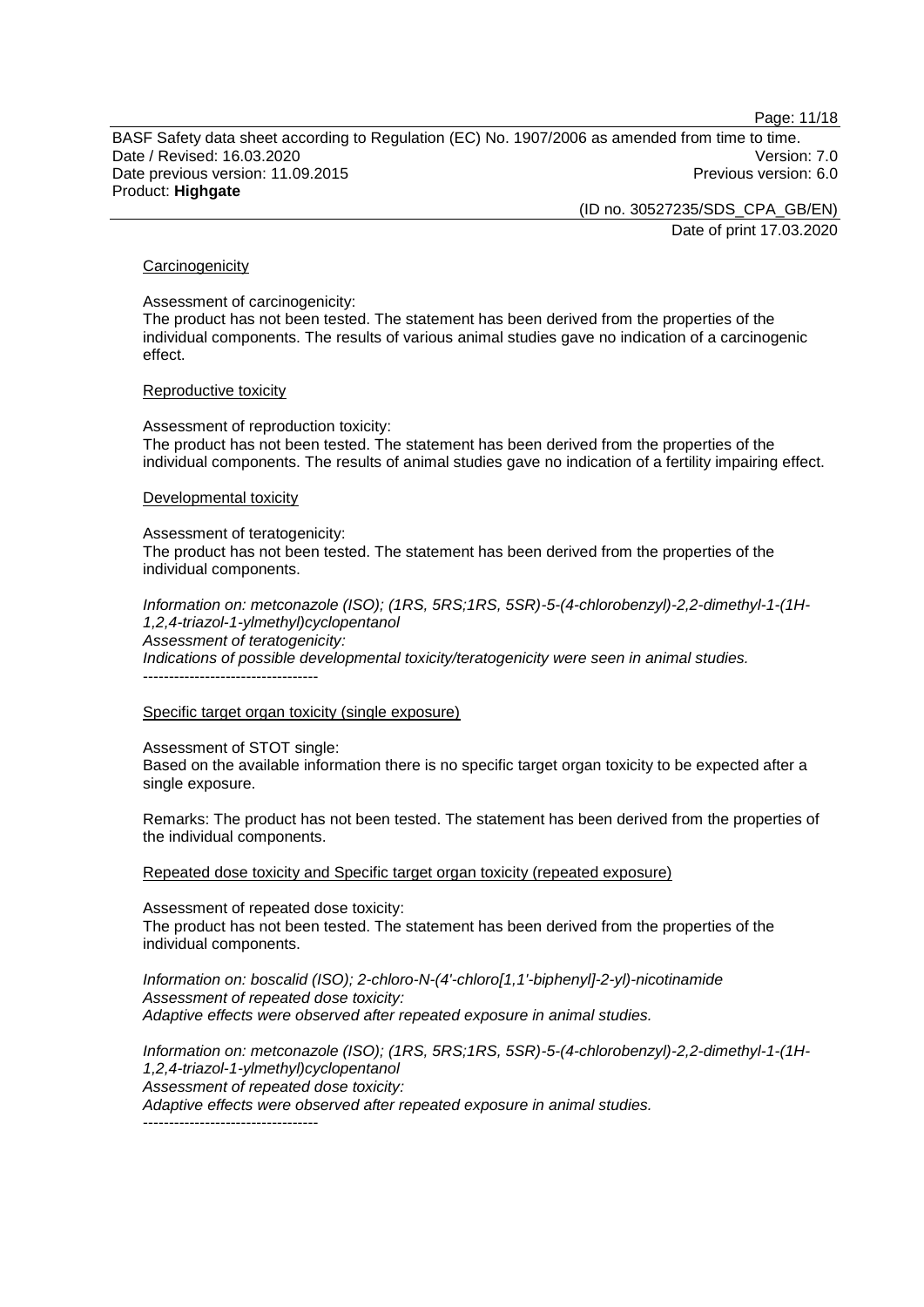Carcinogenicity

Assessment of carcinogenicity:
The product has not been tested. The statement has been derived from the properties of the individual components. The results of various animal studies gave no indication of a carcinogenic effect.

Reproductive toxicity

Assessment of reproduction toxicity:
The product has not been tested. The statement has been derived from the properties of the individual components. The results of animal studies gave no indication of a fertility impairing effect.

Developmental toxicity

Assessment of teratogenicity:
The product has not been tested. The statement has been derived from the properties of the individual components.

*Information on: metconazole (ISO); (1RS, 5RS;1RS, 5SR)-5-(4-chlorobenzyl)-2,2-dimethyl-1-(1H-1,2,4-triazol-1-ylmethyl)cyclopentanol*
*Assessment of teratogenicity:*
*Indications of possible developmental toxicity/teratogenicity were seen in animal studies.*
----------------------------------

Specific target organ toxicity (single exposure)

Assessment of STOT single:
Based on the available information there is no specific target organ toxicity to be expected after a single exposure.

Remarks: The product has not been tested. The statement has been derived from the properties of the individual components.

Repeated dose toxicity and Specific target organ toxicity (repeated exposure)

Assessment of repeated dose toxicity:
The product has not been tested. The statement has been derived from the properties of the individual components.

*Information on: boscalid (ISO); 2-chloro-N-(4'-chloro[1,1'-biphenyl]-2-yl)-nicotinamide*
*Assessment of repeated dose toxicity:*
*Adaptive effects were observed after repeated exposure in animal studies.*

*Information on: metconazole (ISO); (1RS, 5RS;1RS, 5SR)-5-(4-chlorobenzyl)-2,2-dimethyl-1-(1H-1,2,4-triazol-1-ylmethyl)cyclopentanol*
*Assessment of repeated dose toxicity:*
*Adaptive effects were observed after repeated exposure in animal studies.*
----------------------------------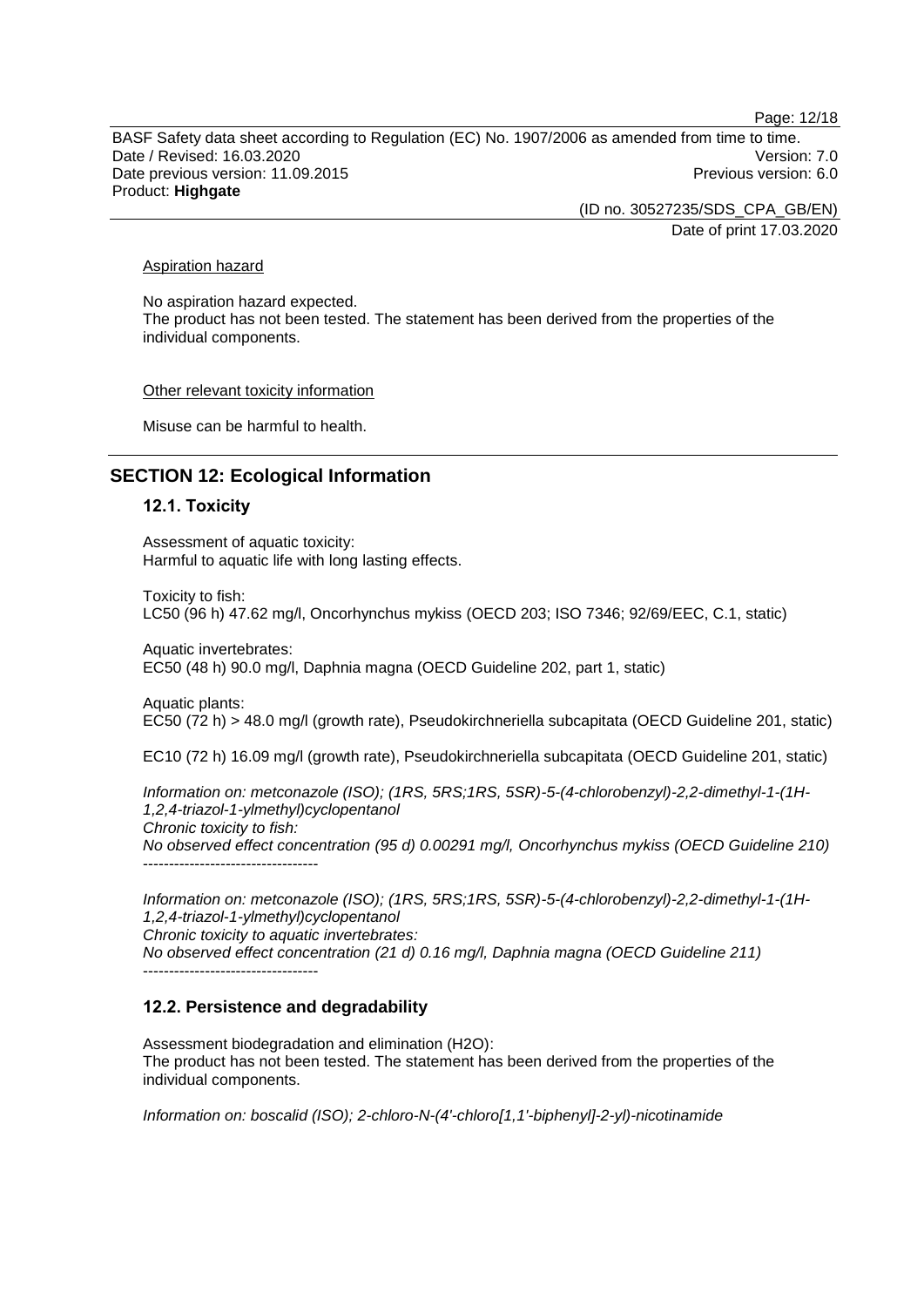Aspiration hazard

No aspiration hazard expected.
The product has not been tested. The statement has been derived from the properties of the individual components.

Other relevant toxicity information

Misuse can be harmful to health.

## SECTION 12: Ecological Information

### 12.1. Toxicity

Assessment of aquatic toxicity:
Harmful to aquatic life with long lasting effects.

Toxicity to fish:
LC50 (96 h) 47.62 mg/l, Oncorhynchus mykiss (OECD 203; ISO 7346; 92/69/EEC, C.1, static)

Aquatic invertebrates:
EC50 (48 h) 90.0 mg/l, Daphnia magna (OECD Guideline 202, part 1, static)

Aquatic plants:
EC50 (72 h) > 48.0 mg/l (growth rate), Pseudokirchneriella subcapitata (OECD Guideline 201, static)

EC10 (72 h) 16.09 mg/l (growth rate), Pseudokirchneriella subcapitata (OECD Guideline 201, static)

*Information on: metconazole (ISO); (1RS, 5RS;1RS, 5SR)-5-(4-chlorobenzyl)-2,2-dimethyl-1-(1H-1,2,4-triazol-1-ylmethyl)cyclopentanol*
*Chronic toxicity to fish:*
*No observed effect concentration (95 d) 0.00291 mg/l, Oncorhynchus mykiss (OECD Guideline 210)*
----------------------------------

*Information on: metconazole (ISO); (1RS, 5RS;1RS, 5SR)-5-(4-chlorobenzyl)-2,2-dimethyl-1-(1H-1,2,4-triazol-1-ylmethyl)cyclopentanol*
*Chronic toxicity to aquatic invertebrates:*
*No observed effect concentration (21 d) 0.16 mg/l, Daphnia magna (OECD Guideline 211)*
----------------------------------

### 12.2. Persistence and degradability

Assessment biodegradation and elimination (H2O):
The product has not been tested. The statement has been derived from the properties of the individual components.

*Information on: boscalid (ISO); 2-chloro-N-(4'-chloro[1,1'-biphenyl]-2-yl)-nicotinamide*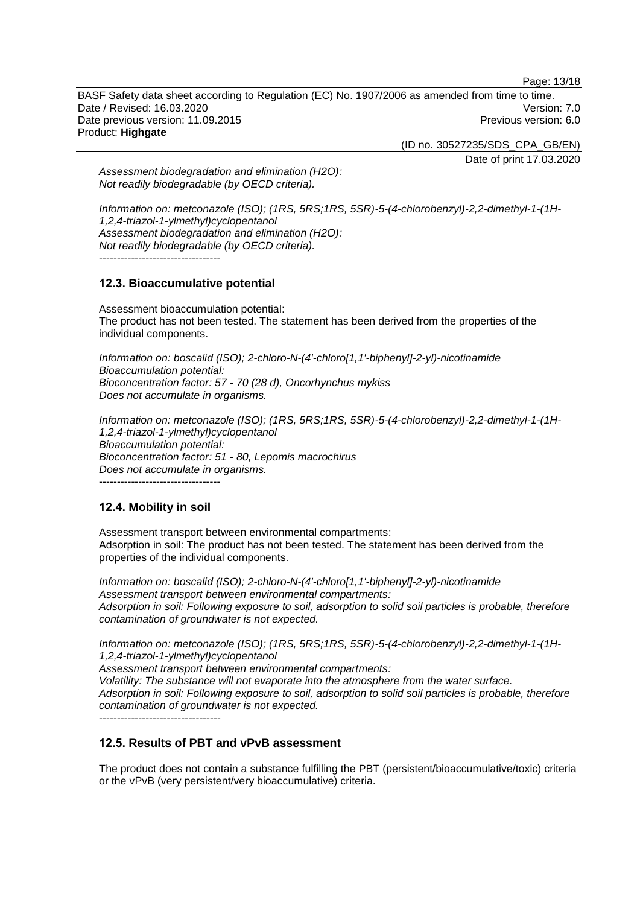*Assessment biodegradation and elimination (H2O):*
*Not readily biodegradable (by OECD criteria).*

*Information on: metconazole (ISO); (1RS, 5RS;1RS, 5SR)-5-(4-chlorobenzyl)-2,2-dimethyl-1-(1H-1,2,4-triazol-1-ylmethyl)cyclopentanol*
*Assessment biodegradation and elimination (H2O):*
*Not readily biodegradable (by OECD criteria).*

----------------------------------

## 12.3. Bioaccumulative potential

Assessment bioaccumulation potential:
The product has not been tested. The statement has been derived from the properties of the individual components.

*Information on: boscalid (ISO); 2-chloro-N-(4'-chloro[1,1'-biphenyl]-2-yl)-nicotinamide*
*Bioaccumulation potential:*
*Bioconcentration factor: 57 - 70 (28 d), Oncorhynchus mykiss*
*Does not accumulate in organisms.*

*Information on: metconazole (ISO); (1RS, 5RS;1RS, 5SR)-5-(4-chlorobenzyl)-2,2-dimethyl-1-(1H-1,2,4-triazol-1-ylmethyl)cyclopentanol*
*Bioaccumulation potential:*
*Bioconcentration factor: 51 - 80, Lepomis macrochirus*
*Does not accumulate in organisms.*

----------------------------------

## 12.4. Mobility in soil

Assessment transport between environmental compartments:
Adsorption in soil: The product has not been tested. The statement has been derived from the properties of the individual components.

*Information on: boscalid (ISO); 2-chloro-N-(4'-chloro[1,1'-biphenyl]-2-yl)-nicotinamide*
*Assessment transport between environmental compartments:*
*Adsorption in soil: Following exposure to soil, adsorption to solid soil particles is probable, therefore contamination of groundwater is not expected.*

*Information on: metconazole (ISO); (1RS, 5RS;1RS, 5SR)-5-(4-chlorobenzyl)-2,2-dimethyl-1-(1H-1,2,4-triazol-1-ylmethyl)cyclopentanol*
*Assessment transport between environmental compartments:*
*Volatility: The substance will not evaporate into the atmosphere from the water surface.*
*Adsorption in soil: Following exposure to soil, adsorption to solid soil particles is probable, therefore contamination of groundwater is not expected.*

----------------------------------

## 12.5. Results of PBT and vPvB assessment

The product does not contain a substance fulfilling the PBT (persistent/bioaccumulative/toxic) criteria or the vPvB (very persistent/very bioaccumulative) criteria.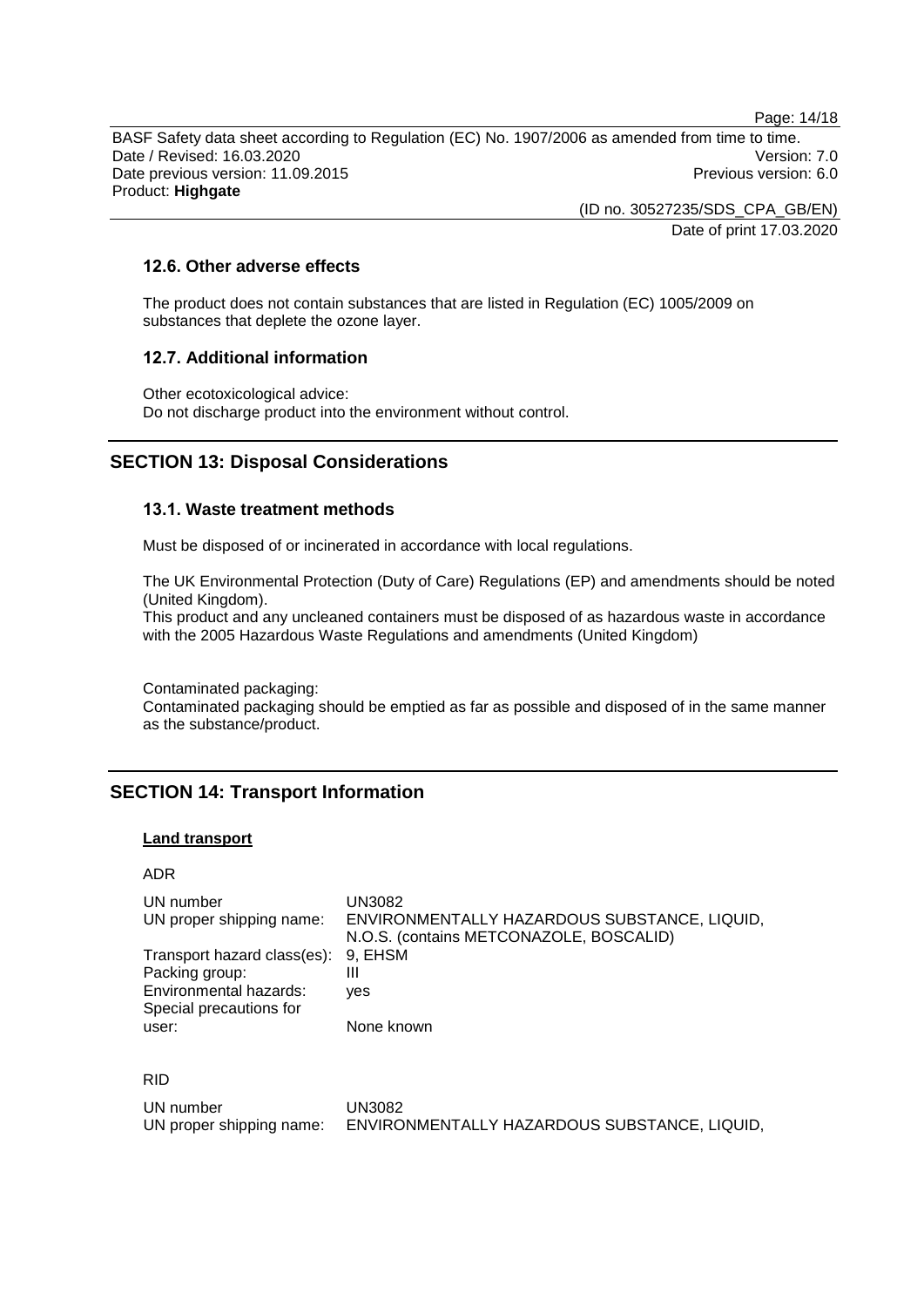### 12.6. Other adverse effects

The product does not contain substances that are listed in Regulation (EC) 1005/2009 on substances that deplete the ozone layer.

### 12.7. Additional information

Other ecotoxicological advice:
Do not discharge product into the environment without control.

## SECTION 13: Disposal Considerations

### 13.1. Waste treatment methods

Must be disposed of or incinerated in accordance with local regulations.

The UK Environmental Protection (Duty of Care) Regulations (EP) and amendments should be noted (United Kingdom).
This product and any uncleaned containers must be disposed of as hazardous waste in accordance with the 2005 Hazardous Waste Regulations and amendments (United Kingdom)

Contaminated packaging:
Contaminated packaging should be emptied as far as possible and disposed of in the same manner as the substance/product.

## SECTION 14: Transport Information

**Land transport**

ADR

| | |
|---|---|
| UN number | UN3082 |
| UN proper shipping name: | ENVIRONMENTALLY HAZARDOUS SUBSTANCE, LIQUID, N.O.S. (contains METCONAZOLE, BOSCALID) |
| Transport hazard class(es): | 9, EHSM |
| Packing group: | III |
| Environmental hazards: | yes |
| Special precautions for user: | None known |

RID

| | |
|---|---|
| UN number | UN3082 |
| UN proper shipping name: | ENVIRONMENTALLY HAZARDOUS SUBSTANCE, LIQUID, |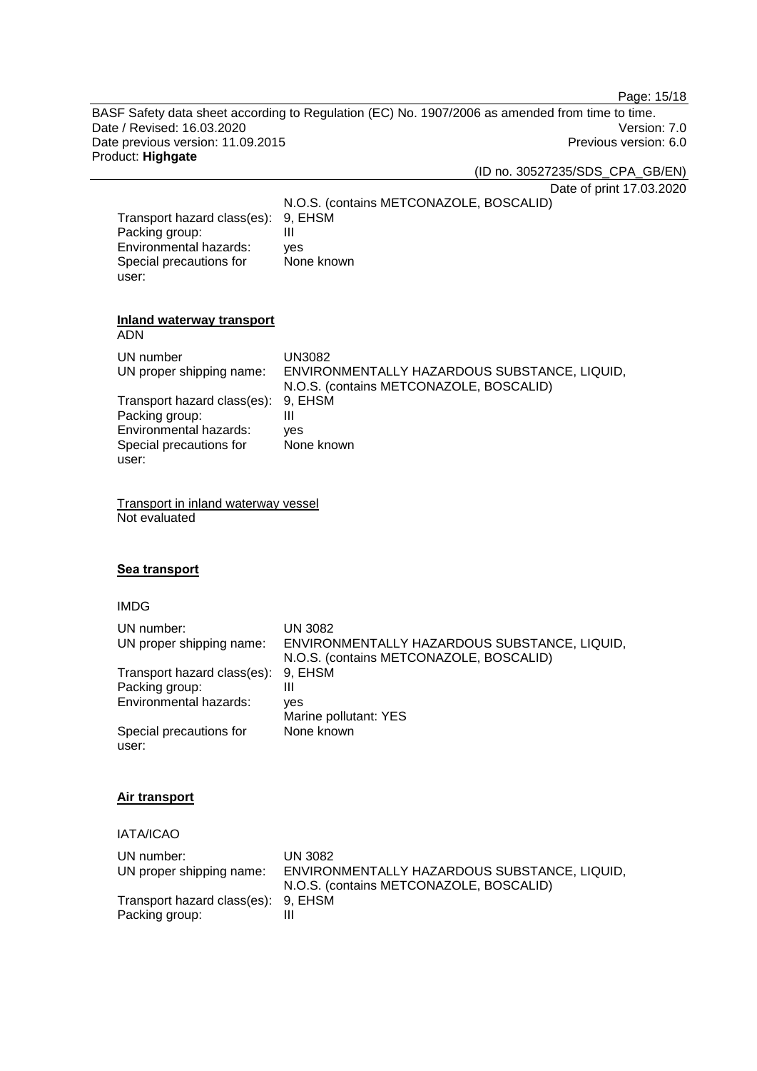N.O.S. (contains METCONAZOLE, BOSCALID)

| | |
|---|---|
| Transport hazard class(es): | 9, EHSM |
| Packing group: | III |
| Environmental hazards: | yes |
| Special precautions for user: | None known |

**Inland waterway transport**

ADN

| | |
|---|---|
| UN number | UN3082 |
| UN proper shipping name: | ENVIRONMENTALLY HAZARDOUS SUBSTANCE, LIQUID, N.O.S. (contains METCONAZOLE, BOSCALID) |
| Transport hazard class(es): | 9, EHSM |
| Packing group: | III |
| Environmental hazards: | yes |
| Special precautions for user: | None known |

Transport in inland waterway vessel

Not evaluated

**Sea transport**

IMDG

| | |
|---|---|
| UN number: | UN 3082 |
| UN proper shipping name: | ENVIRONMENTALLY HAZARDOUS SUBSTANCE, LIQUID, N.O.S. (contains METCONAZOLE, BOSCALID) |
| Transport hazard class(es): | 9, EHSM |
| Packing group: | III |
| Environmental hazards: | yes<br>Marine pollutant: YES |
| Special precautions for user: | None known |

**Air transport**

IATA/ICAO

| | |
|---|---|
| UN number: | UN 3082 |
| UN proper shipping name: | ENVIRONMENTALLY HAZARDOUS SUBSTANCE, LIQUID, N.O.S. (contains METCONAZOLE, BOSCALID) |
| Transport hazard class(es): | 9, EHSM |
| Packing group: | III |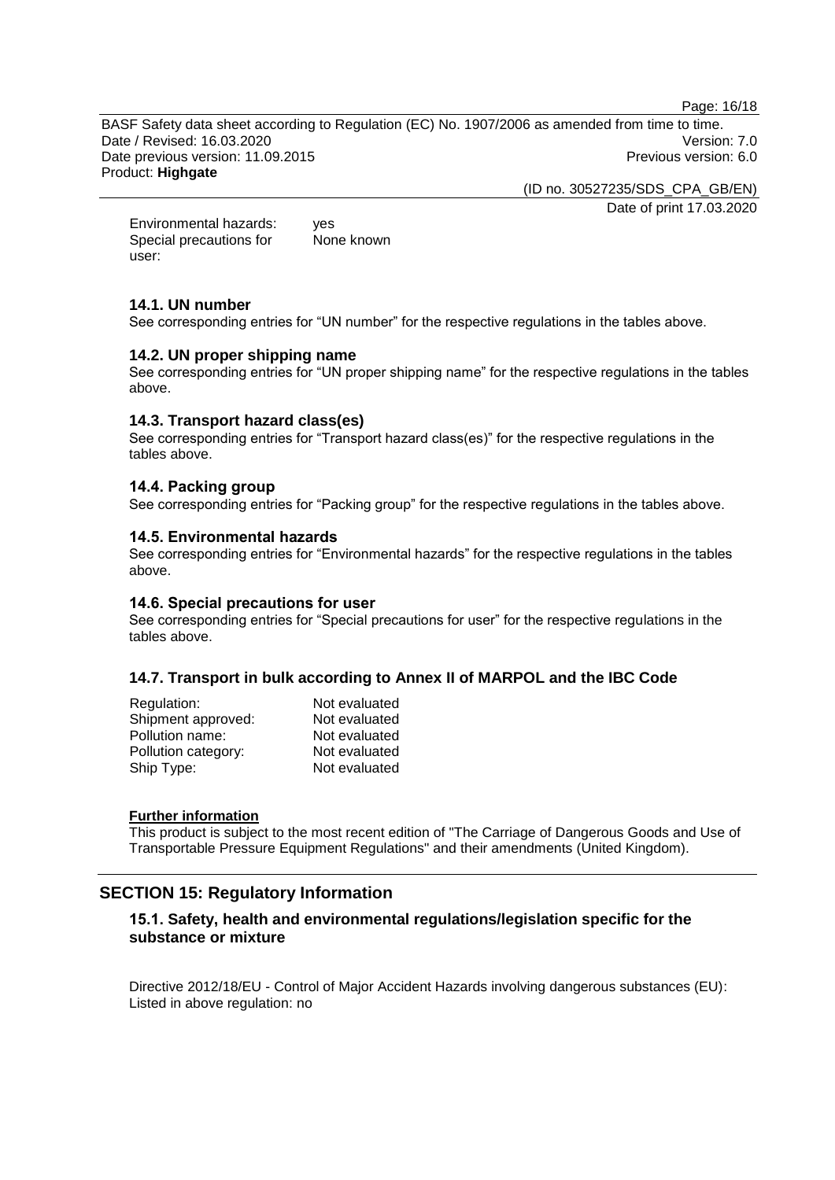| | |
|---|---|
| Environmental hazards: | yes |
| Special precautions for user: | None known |

### 14.1. UN number

See corresponding entries for "UN number" for the respective regulations in the tables above.

### 14.2. UN proper shipping name

See corresponding entries for "UN proper shipping name" for the respective regulations in the tables above.

### 14.3. Transport hazard class(es)

See corresponding entries for "Transport hazard class(es)" for the respective regulations in the tables above.

### 14.4. Packing group

See corresponding entries for "Packing group" for the respective regulations in the tables above.

### 14.5. Environmental hazards

See corresponding entries for "Environmental hazards" for the respective regulations in the tables above.

### 14.6. Special precautions for user

See corresponding entries for "Special precautions for user" for the respective regulations in the tables above.

### 14.7. Transport in bulk according to Annex II of MARPOL and the IBC Code

| | |
|---|---|
| Regulation: | Not evaluated |
| Shipment approved: | Not evaluated |
| Pollution name: | Not evaluated |
| Pollution category: | Not evaluated |
| Ship Type: | Not evaluated |

**Further information**

This product is subject to the most recent edition of "The Carriage of Dangerous Goods and Use of Transportable Pressure Equipment Regulations" and their amendments (United Kingdom).

## SECTION 15: Regulatory Information

### 15.1. Safety, health and environmental regulations/legislation specific for the substance or mixture

Directive 2012/18/EU - Control of Major Accident Hazards involving dangerous substances (EU): Listed in above regulation: no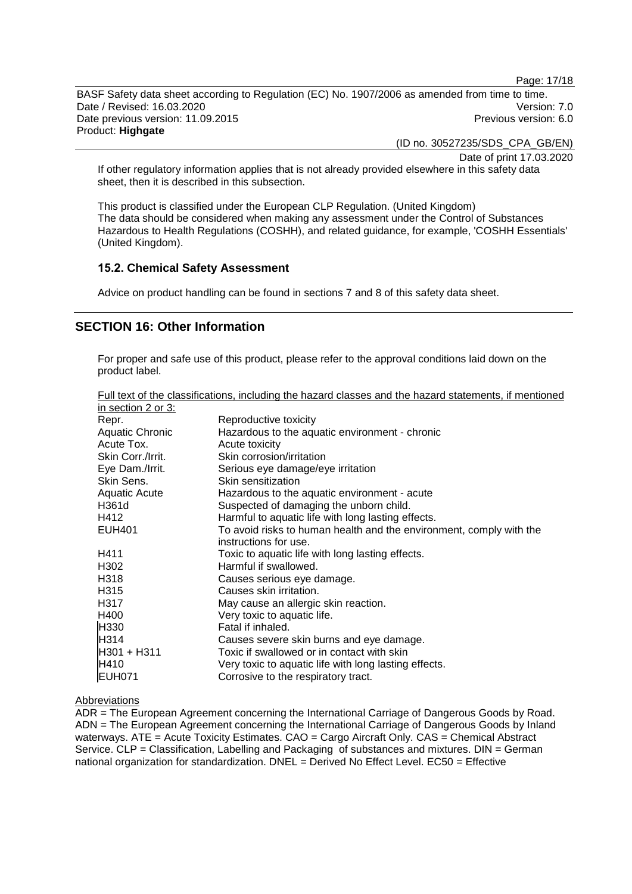If other regulatory information applies that is not already provided elsewhere in this safety data sheet, then it is described in this subsection.

This product is classified under the European CLP Regulation. (United Kingdom)
The data should be considered when making any assessment under the Control of Substances Hazardous to Health Regulations (COSHH), and related guidance, for example, 'COSHH Essentials' (United Kingdom).

### 15.2. Chemical Safety Assessment

Advice on product handling can be found in sections 7 and 8 of this safety data sheet.

## SECTION 16: Other Information

For proper and safe use of this product, please refer to the approval conditions laid down on the product label.

Full text of the classifications, including the hazard classes and the hazard statements, if mentioned in section 2 or 3:

| | |
|---|---|
| Repr. | Reproductive toxicity |
| Aquatic Chronic | Hazardous to the aquatic environment - chronic |
| Acute Tox. | Acute toxicity |
| Skin Corr./Irrit. | Skin corrosion/irritation |
| Eye Dam./Irrit. | Serious eye damage/eye irritation |
| Skin Sens. | Skin sensitization |
| Aquatic Acute | Hazardous to the aquatic environment - acute |
| H361d | Suspected of damaging the unborn child. |
| H412 | Harmful to aquatic life with long lasting effects. |
| EUH401 | To avoid risks to human health and the environment, comply with the instructions for use. |
| H411 | Toxic to aquatic life with long lasting effects. |
| H302 | Harmful if swallowed. |
| H318 | Causes serious eye damage. |
| H315 | Causes skin irritation. |
| H317 | May cause an allergic skin reaction. |
| H400 | Very toxic to aquatic life. |
| H330 | Fatal if inhaled. |
| H314 | Causes severe skin burns and eye damage. |
| H301 + H311 | Toxic if swallowed or in contact with skin |
| H410 | Very toxic to aquatic life with long lasting effects. |
| EUH071 | Corrosive to the respiratory tract. |

Abbreviations

ADR = The European Agreement concerning the International Carriage of Dangerous Goods by Road. ADN = The European Agreement concerning the International Carriage of Dangerous Goods by Inland waterways. ATE = Acute Toxicity Estimates. CAO = Cargo Aircraft Only. CAS = Chemical Abstract Service. CLP = Classification, Labelling and Packaging of substances and mixtures. DIN = German national organization for standardization. DNEL = Derived No Effect Level. EC50 = Effective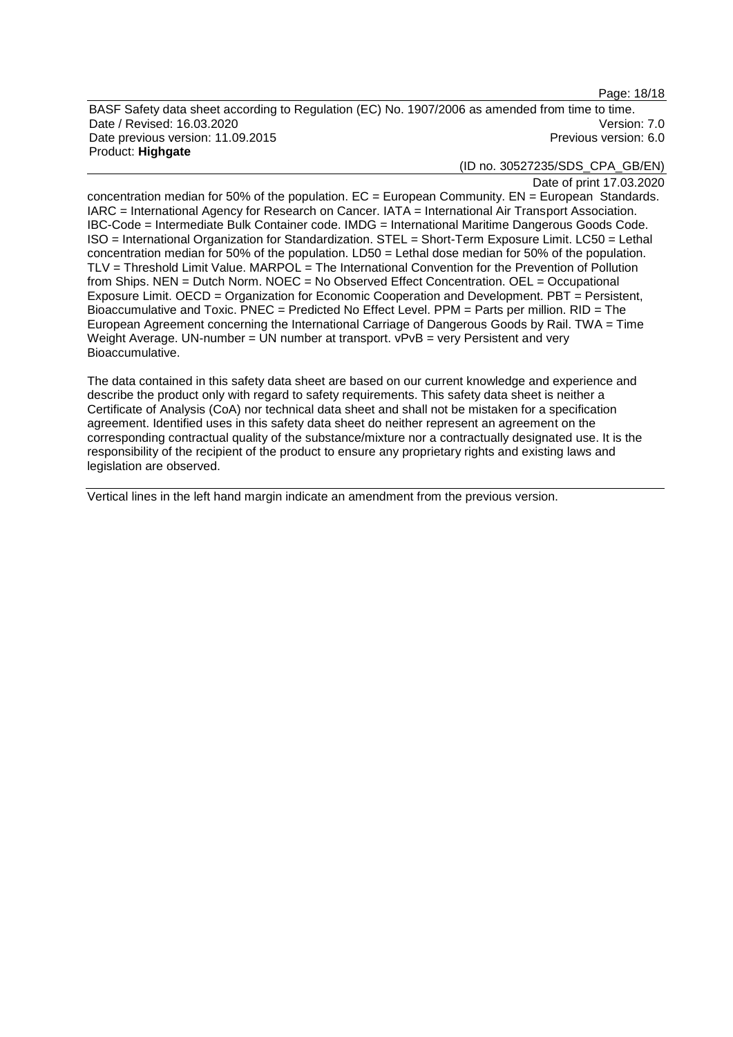concentration median for 50% of the population. EC = European Community. EN = European Standards. IARC = International Agency for Research on Cancer. IATA = International Air Transport Association. IBC-Code = Intermediate Bulk Container code. IMDG = International Maritime Dangerous Goods Code. ISO = International Organization for Standardization. STEL = Short-Term Exposure Limit. LC50 = Lethal concentration median for 50% of the population. LD50 = Lethal dose median for 50% of the population. TLV = Threshold Limit Value. MARPOL = The International Convention for the Prevention of Pollution from Ships. NEN = Dutch Norm. NOEC = No Observed Effect Concentration. OEL = Occupational Exposure Limit. OECD = Organization for Economic Cooperation and Development. PBT = Persistent, Bioaccumulative and Toxic. PNEC = Predicted No Effect Level. PPM = Parts per million. RID = The European Agreement concerning the International Carriage of Dangerous Goods by Rail. TWA = Time Weight Average. UN-number = UN number at transport. vPvB = very Persistent and very Bioaccumulative.

The data contained in this safety data sheet are based on our current knowledge and experience and describe the product only with regard to safety requirements. This safety data sheet is neither a Certificate of Analysis (CoA) nor technical data sheet and shall not be mistaken for a specification agreement. Identified uses in this safety data sheet do neither represent an agreement on the corresponding contractual quality of the substance/mixture nor a contractually designated use. It is the responsibility of the recipient of the product to ensure any proprietary rights and existing laws and legislation are observed.

---

Vertical lines in the left hand margin indicate an amendment from the previous version.